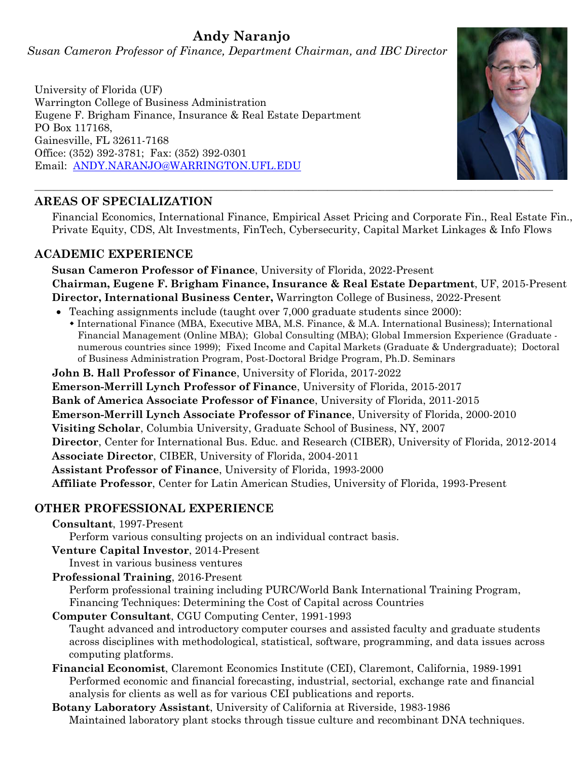# Andy Naranjo

*Susan Cameron Professor of Finance, Department Chairman, and IBC Director*

University of Florida (UF)
Warrington College of Business Administration
Eugene F. Brigham Finance, Insurance & Real Estate Department
PO Box 117168,
Gainesville, FL 32611-7168
Office: (352) 392-3781; Fax: (352) 392-0301
Email: ANDY.NARANJO@WARRINGTON.UFL.EDU

---

## AREAS OF SPECIALIZATION

Financial Economics, International Finance, Empirical Asset Pricing and Corporate Fin., Real Estate Fin., Private Equity, CDS, Alt Investments, FinTech, Cybersecurity, Capital Market Linkages & Info Flows

## ACADEMIC EXPERIENCE

**Susan Cameron Professor of Finance**, University of Florida, 2022-Present
**Chairman, Eugene F. Brigham Finance, Insurance & Real Estate Department**, UF, 2015-Present
**Director, International Business Center,** Warrington College of Business, 2022-Present

- Teaching assignments include (taught over 7,000 graduate students since 2000):
  - International Finance (MBA, Executive MBA, M.S. Finance, & M.A. International Business); International Financial Management (Online MBA); Global Consulting (MBA); Global Immersion Experience (Graduate - numerous countries since 1999); Fixed Income and Capital Markets (Graduate & Undergraduate); Doctoral of Business Administration Program, Post-Doctoral Bridge Program, Ph.D. Seminars

**John B. Hall Professor of Finance**, University of Florida, 2017-2022
**Emerson-Merrill Lynch Professor of Finance**, University of Florida, 2015-2017
**Bank of America Associate Professor of Finance**, University of Florida, 2011-2015
**Emerson-Merrill Lynch Associate Professor of Finance**, University of Florida, 2000-2010
**Visiting Scholar**, Columbia University, Graduate School of Business, NY, 2007
**Director**, Center for International Bus. Educ. and Research (CIBER), University of Florida, 2012-2014
**Associate Director**, CIBER, University of Florida, 2004-2011
**Assistant Professor of Finance**, University of Florida, 1993-2000
**Affiliate Professor**, Center for Latin American Studies, University of Florida, 1993-Present

## OTHER PROFESSIONAL EXPERIENCE

**Consultant**, 1997-Present
Perform various consulting projects on an individual contract basis.

**Venture Capital Investor**, 2014-Present
Invest in various business ventures

**Professional Training**, 2016-Present
Perform professional training including PURC/World Bank International Training Program, Financing Techniques: Determining the Cost of Capital across Countries

**Computer Consultant**, CGU Computing Center, 1991-1993
Taught advanced and introductory computer courses and assisted faculty and graduate students across disciplines with methodological, statistical, software, programming, and data issues across computing platforms.

**Financial Economist**, Claremont Economics Institute (CEI), Claremont, California, 1989-1991
Performed economic and financial forecasting, industrial, sectorial, exchange rate and financial analysis for clients as well as for various CEI publications and reports.

**Botany Laboratory Assistant**, University of California at Riverside, 1983-1986
Maintained laboratory plant stocks through tissue culture and recombinant DNA techniques.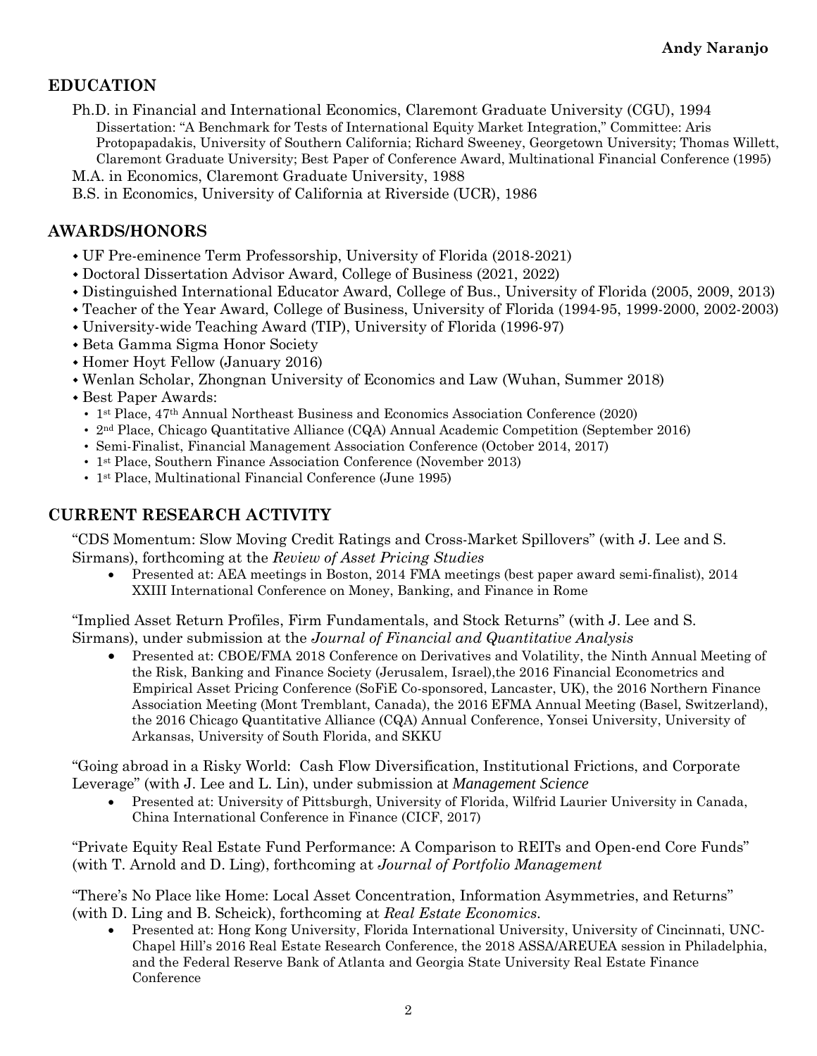## EDUCATION

Ph.D. in Financial and International Economics, Claremont Graduate University (CGU), 1994
Dissertation: "A Benchmark for Tests of International Equity Market Integration," Committee: Aris Protopapadakis, University of Southern California; Richard Sweeney, Georgetown University; Thomas Willett, Claremont Graduate University; Best Paper of Conference Award, Multinational Financial Conference (1995)

M.A. in Economics, Claremont Graduate University, 1988

B.S. in Economics, University of California at Riverside (UCR), 1986

## AWARDS/HONORS

- UF Pre-eminence Term Professorship, University of Florida (2018-2021)
- Doctoral Dissertation Advisor Award, College of Business (2021, 2022)
- Distinguished International Educator Award, College of Bus., University of Florida (2005, 2009, 2013)
- Teacher of the Year Award, College of Business, University of Florida (1994-95, 1999-2000, 2002-2003)
- University-wide Teaching Award (TIP), University of Florida (1996-97)
- Beta Gamma Sigma Honor Society
- Homer Hoyt Fellow (January 2016)
- Wenlan Scholar, Zhongnan University of Economics and Law (Wuhan, Summer 2018)
- Best Paper Awards:
  - 1st Place, 47th Annual Northeast Business and Economics Association Conference (2020)
  - 2nd Place, Chicago Quantitative Alliance (CQA) Annual Academic Competition (September 2016)
  - Semi-Finalist, Financial Management Association Conference (October 2014, 2017)
  - 1st Place, Southern Finance Association Conference (November 2013)
  - 1st Place, Multinational Financial Conference (June 1995)

## CURRENT RESEARCH ACTIVITY

"CDS Momentum: Slow Moving Credit Ratings and Cross-Market Spillovers" (with J. Lee and S. Sirmans), forthcoming at the *Review of Asset Pricing Studies*

- Presented at: AEA meetings in Boston, 2014 FMA meetings (best paper award semi-finalist), 2014 XXIII International Conference on Money, Banking, and Finance in Rome

"Implied Asset Return Profiles, Firm Fundamentals, and Stock Returns" (with J. Lee and S. Sirmans), under submission at the *Journal of Financial and Quantitative Analysis*

- Presented at: CBOE/FMA 2018 Conference on Derivatives and Volatility, the Ninth Annual Meeting of the Risk, Banking and Finance Society (Jerusalem, Israel),the 2016 Financial Econometrics and Empirical Asset Pricing Conference (SoFiE Co-sponsored, Lancaster, UK), the 2016 Northern Finance Association Meeting (Mont Tremblant, Canada), the 2016 EFMA Annual Meeting (Basel, Switzerland), the 2016 Chicago Quantitative Alliance (CQA) Annual Conference, Yonsei University, University of Arkansas, University of South Florida, and SKKU

"Going abroad in a Risky World: Cash Flow Diversification, Institutional Frictions, and Corporate Leverage" (with J. Lee and L. Lin), under submission at *Management Science*

- Presented at: University of Pittsburgh, University of Florida, Wilfrid Laurier University in Canada, China International Conference in Finance (CICF, 2017)

"Private Equity Real Estate Fund Performance: A Comparison to REITs and Open-end Core Funds" (with T. Arnold and D. Ling), forthcoming at *Journal of Portfolio Management*

"There's No Place like Home: Local Asset Concentration, Information Asymmetries, and Returns" (with D. Ling and B. Scheick), forthcoming at *Real Estate Economics*.

- Presented at: Hong Kong University, Florida International University, University of Cincinnati, UNC-Chapel Hill's 2016 Real Estate Research Conference, the 2018 ASSA/AREUEA session in Philadelphia, and the Federal Reserve Bank of Atlanta and Georgia State University Real Estate Finance Conference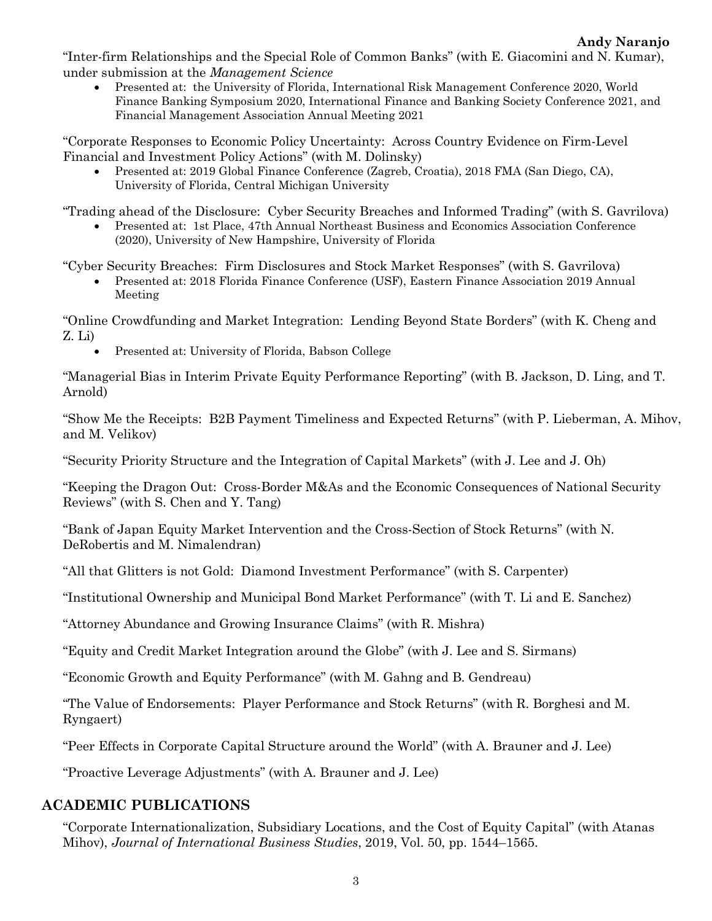"Inter-firm Relationships and the Special Role of Common Banks" (with E. Giacomini and N. Kumar), under submission at the *Management Science*

- Presented at: the University of Florida, International Risk Management Conference 2020, World Finance Banking Symposium 2020, International Finance and Banking Society Conference 2021, and Financial Management Association Annual Meeting 2021

"Corporate Responses to Economic Policy Uncertainty: Across Country Evidence on Firm-Level Financial and Investment Policy Actions" (with M. Dolinsky)

- Presented at: 2019 Global Finance Conference (Zagreb, Croatia), 2018 FMA (San Diego, CA), University of Florida, Central Michigan University

"Trading ahead of the Disclosure: Cyber Security Breaches and Informed Trading" (with S. Gavrilova)

- Presented at: 1st Place, 47th Annual Northeast Business and Economics Association Conference (2020), University of New Hampshire, University of Florida

"Cyber Security Breaches: Firm Disclosures and Stock Market Responses" (with S. Gavrilova)

- Presented at: 2018 Florida Finance Conference (USF), Eastern Finance Association 2019 Annual Meeting

"Online Crowdfunding and Market Integration: Lending Beyond State Borders" (with K. Cheng and Z. Li)

- Presented at: University of Florida, Babson College

"Managerial Bias in Interim Private Equity Performance Reporting" (with B. Jackson, D. Ling, and T. Arnold)

"Show Me the Receipts: B2B Payment Timeliness and Expected Returns" (with P. Lieberman, A. Mihov, and M. Velikov)

"Security Priority Structure and the Integration of Capital Markets" (with J. Lee and J. Oh)

"Keeping the Dragon Out: Cross-Border M&As and the Economic Consequences of National Security Reviews" (with S. Chen and Y. Tang)

"Bank of Japan Equity Market Intervention and the Cross-Section of Stock Returns" (with N. DeRobertis and M. Nimalendran)

"All that Glitters is not Gold: Diamond Investment Performance" (with S. Carpenter)

"Institutional Ownership and Municipal Bond Market Performance" (with T. Li and E. Sanchez)

"Attorney Abundance and Growing Insurance Claims" (with R. Mishra)

"Equity and Credit Market Integration around the Globe" (with J. Lee and S. Sirmans)

"Economic Growth and Equity Performance" (with M. Gahng and B. Gendreau)

"The Value of Endorsements: Player Performance and Stock Returns" (with R. Borghesi and M. Ryngaert)

"Peer Effects in Corporate Capital Structure around the World" (with A. Brauner and J. Lee)

"Proactive Leverage Adjustments" (with A. Brauner and J. Lee)

## ACADEMIC PUBLICATIONS

"Corporate Internationalization, Subsidiary Locations, and the Cost of Equity Capital" (with Atanas Mihov), *Journal of International Business Studies*, 2019, Vol. 50, pp. 1544–1565.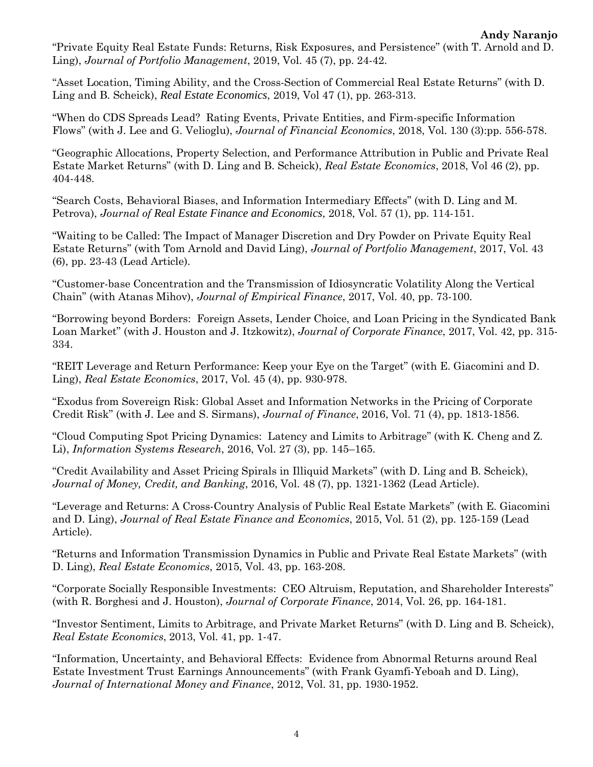"Private Equity Real Estate Funds: Returns, Risk Exposures, and Persistence" (with T. Arnold and D. Ling), *Journal of Portfolio Management*, 2019, Vol. 45 (7), pp. 24-42.

"Asset Location, Timing Ability, and the Cross-Section of Commercial Real Estate Returns" (with D. Ling and B. Scheick), *Real Estate Economics*, 2019, Vol 47 (1), pp. 263-313.

"When do CDS Spreads Lead? Rating Events, Private Entities, and Firm-specific Information Flows" (with J. Lee and G. Velioglu), *Journal of Financial Economics*, 2018, Vol. 130 (3):pp. 556-578.

"Geographic Allocations, Property Selection, and Performance Attribution in Public and Private Real Estate Market Returns" (with D. Ling and B. Scheick), *Real Estate Economics*, 2018, Vol 46 (2), pp. 404-448.

"Search Costs, Behavioral Biases, and Information Intermediary Effects" (with D. Ling and M. Petrova), *Journal of Real Estate Finance and Economics*, 2018, Vol. 57 (1), pp. 114-151.

"Waiting to be Called: The Impact of Manager Discretion and Dry Powder on Private Equity Real Estate Returns" (with Tom Arnold and David Ling), *Journal of Portfolio Management*, 2017, Vol. 43 (6), pp. 23-43 (Lead Article).

"Customer-base Concentration and the Transmission of Idiosyncratic Volatility Along the Vertical Chain" (with Atanas Mihov), *Journal of Empirical Finance*, 2017, Vol. 40, pp. 73-100.

"Borrowing beyond Borders: Foreign Assets, Lender Choice, and Loan Pricing in the Syndicated Bank Loan Market" (with J. Houston and J. Itzkowitz), *Journal of Corporate Finance*, 2017, Vol. 42, pp. 315-334.

"REIT Leverage and Return Performance: Keep your Eye on the Target" (with E. Giacomini and D. Ling), *Real Estate Economics*, 2017, Vol. 45 (4), pp. 930-978.

"Exodus from Sovereign Risk: Global Asset and Information Networks in the Pricing of Corporate Credit Risk" (with J. Lee and S. Sirmans), *Journal of Finance*, 2016, Vol. 71 (4), pp. 1813-1856.

"Cloud Computing Spot Pricing Dynamics: Latency and Limits to Arbitrage" (with K. Cheng and Z. Li), *Information Systems Research*, 2016, Vol. 27 (3), pp. 145–165.

"Credit Availability and Asset Pricing Spirals in Illiquid Markets" (with D. Ling and B. Scheick), *Journal of Money, Credit, and Banking*, 2016, Vol. 48 (7), pp. 1321-1362 (Lead Article).

"Leverage and Returns: A Cross-Country Analysis of Public Real Estate Markets" (with E. Giacomini and D. Ling), *Journal of Real Estate Finance and Economics*, 2015, Vol. 51 (2), pp. 125-159 (Lead Article).

"Returns and Information Transmission Dynamics in Public and Private Real Estate Markets" (with D. Ling), *Real Estate Economics*, 2015, Vol. 43, pp. 163-208.

"Corporate Socially Responsible Investments: CEO Altruism, Reputation, and Shareholder Interests" (with R. Borghesi and J. Houston), *Journal of Corporate Finance*, 2014, Vol. 26, pp. 164-181.

"Investor Sentiment, Limits to Arbitrage, and Private Market Returns" (with D. Ling and B. Scheick), *Real Estate Economics*, 2013, Vol. 41, pp. 1-47.

"Information, Uncertainty, and Behavioral Effects: Evidence from Abnormal Returns around Real Estate Investment Trust Earnings Announcements" (with Frank Gyamfi-Yeboah and D. Ling), *Journal of International Money and Finance*, 2012, Vol. 31, pp. 1930-1952.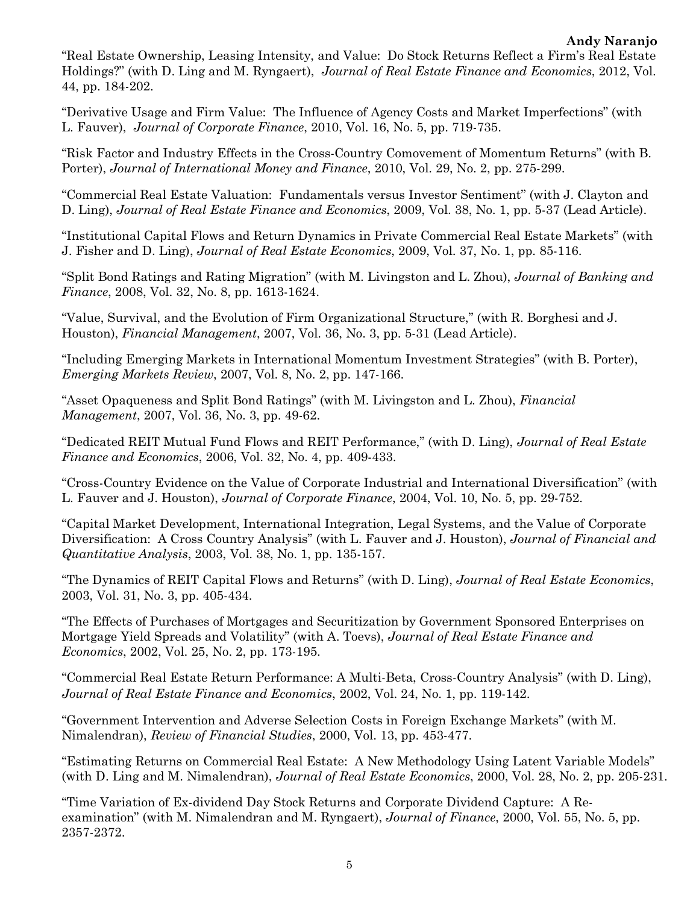"Real Estate Ownership, Leasing Intensity, and Value: Do Stock Returns Reflect a Firm's Real Estate Holdings?" (with D. Ling and M. Ryngaert), *Journal of Real Estate Finance and Economics*, 2012, Vol. 44, pp. 184-202.

"Derivative Usage and Firm Value: The Influence of Agency Costs and Market Imperfections" (with L. Fauver), *Journal of Corporate Finance*, 2010, Vol. 16, No. 5, pp. 719-735.

"Risk Factor and Industry Effects in the Cross-Country Comovement of Momentum Returns" (with B. Porter), *Journal of International Money and Finance*, 2010, Vol. 29, No. 2, pp. 275-299.

"Commercial Real Estate Valuation: Fundamentals versus Investor Sentiment" (with J. Clayton and D. Ling), *Journal of Real Estate Finance and Economics*, 2009, Vol. 38, No. 1, pp. 5-37 (Lead Article).

"Institutional Capital Flows and Return Dynamics in Private Commercial Real Estate Markets" (with J. Fisher and D. Ling), *Journal of Real Estate Economics*, 2009, Vol. 37, No. 1, pp. 85-116.

"Split Bond Ratings and Rating Migration" (with M. Livingston and L. Zhou), *Journal of Banking and Finance*, 2008, Vol. 32, No. 8, pp. 1613-1624.

"Value, Survival, and the Evolution of Firm Organizational Structure," (with R. Borghesi and J. Houston), *Financial Management*, 2007, Vol. 36, No. 3, pp. 5-31 (Lead Article).

"Including Emerging Markets in International Momentum Investment Strategies" (with B. Porter), *Emerging Markets Review*, 2007, Vol. 8, No. 2, pp. 147-166.

"Asset Opaqueness and Split Bond Ratings" (with M. Livingston and L. Zhou), *Financial Management*, 2007, Vol. 36, No. 3, pp. 49-62.

"Dedicated REIT Mutual Fund Flows and REIT Performance," (with D. Ling), *Journal of Real Estate Finance and Economics*, 2006, Vol. 32, No. 4, pp. 409-433.

"Cross-Country Evidence on the Value of Corporate Industrial and International Diversification" (with L. Fauver and J. Houston), *Journal of Corporate Finance*, 2004, Vol. 10, No. 5, pp. 29-752.

"Capital Market Development, International Integration, Legal Systems, and the Value of Corporate Diversification: A Cross Country Analysis" (with L. Fauver and J. Houston), *Journal of Financial and Quantitative Analysis*, 2003, Vol. 38, No. 1, pp. 135-157.

"The Dynamics of REIT Capital Flows and Returns" (with D. Ling), *Journal of Real Estate Economics*, 2003, Vol. 31, No. 3, pp. 405-434.

"The Effects of Purchases of Mortgages and Securitization by Government Sponsored Enterprises on Mortgage Yield Spreads and Volatility" (with A. Toevs), *Journal of Real Estate Finance and Economics*, 2002, Vol. 25, No. 2, pp. 173-195.

"Commercial Real Estate Return Performance: A Multi-Beta, Cross-Country Analysis" (with D. Ling), *Journal of Real Estate Finance and Economics*, 2002, Vol. 24, No. 1, pp. 119-142.

"Government Intervention and Adverse Selection Costs in Foreign Exchange Markets" (with M. Nimalendran), *Review of Financial Studies*, 2000, Vol. 13, pp. 453-477.

"Estimating Returns on Commercial Real Estate: A New Methodology Using Latent Variable Models" (with D. Ling and M. Nimalendran), *Journal of Real Estate Economics*, 2000, Vol. 28, No. 2, pp. 205-231.

"Time Variation of Ex-dividend Day Stock Returns and Corporate Dividend Capture: A Re-examination" (with M. Nimalendran and M. Ryngaert), *Journal of Finance*, 2000, Vol. 55, No. 5, pp. 2357-2372.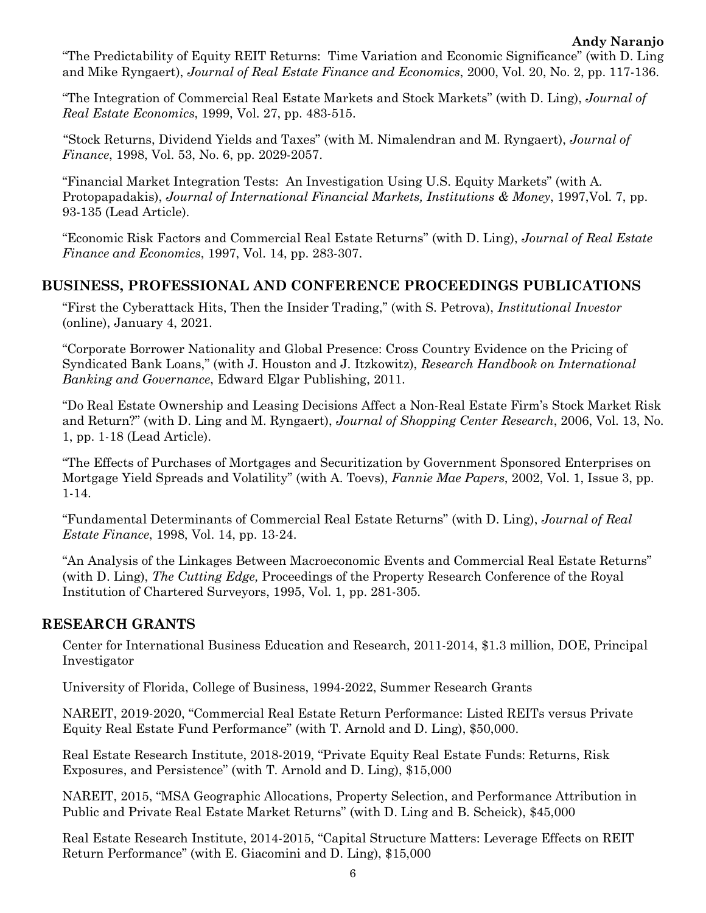"The Predictability of Equity REIT Returns: Time Variation and Economic Significance" (with D. Ling and Mike Ryngaert), *Journal of Real Estate Finance and Economics*, 2000, Vol. 20, No. 2, pp. 117-136.

"The Integration of Commercial Real Estate Markets and Stock Markets" (with D. Ling), *Journal of Real Estate Economics*, 1999, Vol. 27, pp. 483-515.

"Stock Returns, Dividend Yields and Taxes" (with M. Nimalendran and M. Ryngaert), *Journal of Finance*, 1998, Vol. 53, No. 6, pp. 2029-2057.

"Financial Market Integration Tests: An Investigation Using U.S. Equity Markets" (with A. Protopapadakis), *Journal of International Financial Markets, Institutions & Money*, 1997,Vol. 7, pp. 93-135 (Lead Article).

"Economic Risk Factors and Commercial Real Estate Returns" (with D. Ling), *Journal of Real Estate Finance and Economics*, 1997, Vol. 14, pp. 283-307.

## BUSINESS, PROFESSIONAL AND CONFERENCE PROCEEDINGS PUBLICATIONS

"First the Cyberattack Hits, Then the Insider Trading," (with S. Petrova), *Institutional Investor* (online), January 4, 2021.

"Corporate Borrower Nationality and Global Presence: Cross Country Evidence on the Pricing of Syndicated Bank Loans," (with J. Houston and J. Itzkowitz), *Research Handbook on International Banking and Governance*, Edward Elgar Publishing, 2011.

"Do Real Estate Ownership and Leasing Decisions Affect a Non-Real Estate Firm's Stock Market Risk and Return?" (with D. Ling and M. Ryngaert), *Journal of Shopping Center Research*, 2006, Vol. 13, No. 1, pp. 1-18 (Lead Article).

"The Effects of Purchases of Mortgages and Securitization by Government Sponsored Enterprises on Mortgage Yield Spreads and Volatility" (with A. Toevs), *Fannie Mae Papers*, 2002, Vol. 1, Issue 3, pp. 1-14.

"Fundamental Determinants of Commercial Real Estate Returns" (with D. Ling), *Journal of Real Estate Finance*, 1998, Vol. 14, pp. 13-24.

"An Analysis of the Linkages Between Macroeconomic Events and Commercial Real Estate Returns" (with D. Ling), *The Cutting Edge,* Proceedings of the Property Research Conference of the Royal Institution of Chartered Surveyors, 1995, Vol. 1, pp. 281-305.

## RESEARCH GRANTS

Center for International Business Education and Research, 2011-2014, $1.3 million, DOE, Principal Investigator

University of Florida, College of Business, 1994-2022, Summer Research Grants

NAREIT, 2019-2020, "Commercial Real Estate Return Performance: Listed REITs versus Private Equity Real Estate Fund Performance" (with T. Arnold and D. Ling), $50,000.

Real Estate Research Institute, 2018-2019, "Private Equity Real Estate Funds: Returns, Risk Exposures, and Persistence" (with T. Arnold and D. Ling), $15,000

NAREIT, 2015, "MSA Geographic Allocations, Property Selection, and Performance Attribution in Public and Private Real Estate Market Returns" (with D. Ling and B. Scheick), $45,000

Real Estate Research Institute, 2014-2015, "Capital Structure Matters: Leverage Effects on REIT Return Performance" (with E. Giacomini and D. Ling), $15,000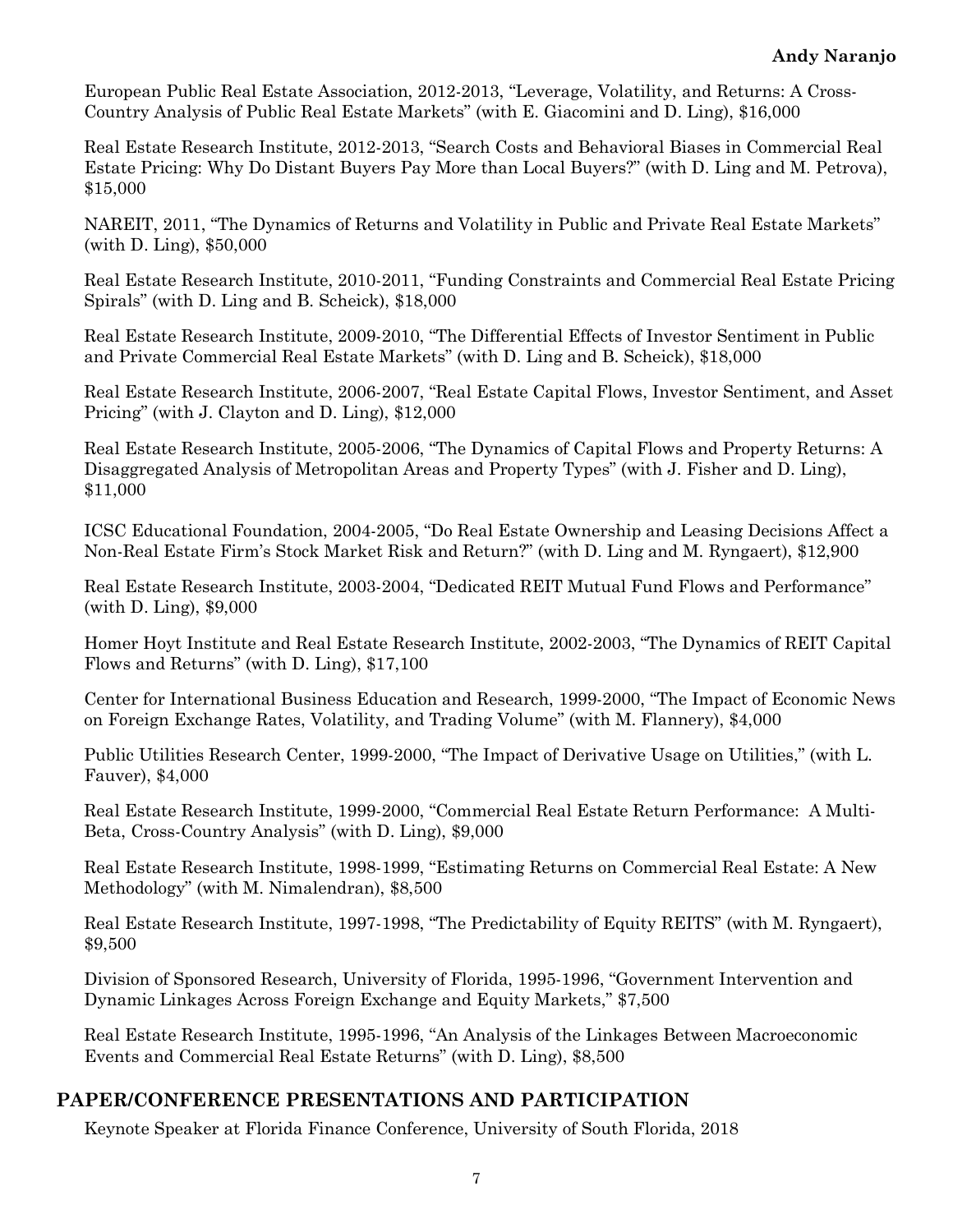European Public Real Estate Association, 2012-2013, “Leverage, Volatility, and Returns: A Cross-Country Analysis of Public Real Estate Markets” (with E. Giacomini and D. Ling), $16,000

Real Estate Research Institute, 2012-2013, “Search Costs and Behavioral Biases in Commercial Real Estate Pricing: Why Do Distant Buyers Pay More than Local Buyers?” (with D. Ling and M. Petrova), $15,000

NAREIT, 2011, “The Dynamics of Returns and Volatility in Public and Private Real Estate Markets” (with D. Ling), $50,000

Real Estate Research Institute, 2010-2011, “Funding Constraints and Commercial Real Estate Pricing Spirals” (with D. Ling and B. Scheick), $18,000

Real Estate Research Institute, 2009-2010, “The Differential Effects of Investor Sentiment in Public and Private Commercial Real Estate Markets” (with D. Ling and B. Scheick), $18,000

Real Estate Research Institute, 2006-2007, “Real Estate Capital Flows, Investor Sentiment, and Asset Pricing” (with J. Clayton and D. Ling), $12,000

Real Estate Research Institute, 2005-2006, “The Dynamics of Capital Flows and Property Returns: A Disaggregated Analysis of Metropolitan Areas and Property Types” (with J. Fisher and D. Ling), $11,000

ICSC Educational Foundation, 2004-2005, “Do Real Estate Ownership and Leasing Decisions Affect a Non-Real Estate Firm’s Stock Market Risk and Return?” (with D. Ling and M. Ryngaert), $12,900

Real Estate Research Institute, 2003-2004, “Dedicated REIT Mutual Fund Flows and Performance” (with D. Ling), $9,000

Homer Hoyt Institute and Real Estate Research Institute, 2002-2003, “The Dynamics of REIT Capital Flows and Returns” (with D. Ling), $17,100

Center for International Business Education and Research, 1999-2000, “The Impact of Economic News on Foreign Exchange Rates, Volatility, and Trading Volume” (with M. Flannery), $4,000

Public Utilities Research Center, 1999-2000, “The Impact of Derivative Usage on Utilities,” (with L. Fauver), $4,000

Real Estate Research Institute, 1999-2000, “Commercial Real Estate Return Performance: A Multi-Beta, Cross-Country Analysis” (with D. Ling), $9,000

Real Estate Research Institute, 1998-1999, “Estimating Returns on Commercial Real Estate: A New Methodology” (with M. Nimalendran), $8,500

Real Estate Research Institute, 1997-1998, “The Predictability of Equity REITS” (with M. Ryngaert), $9,500

Division of Sponsored Research, University of Florida, 1995-1996, “Government Intervention and Dynamic Linkages Across Foreign Exchange and Equity Markets,” $7,500

Real Estate Research Institute, 1995-1996, “An Analysis of the Linkages Between Macroeconomic Events and Commercial Real Estate Returns” (with D. Ling), $8,500

## PAPER/CONFERENCE PRESENTATIONS AND PARTICIPATION

Keynote Speaker at Florida Finance Conference, University of South Florida, 2018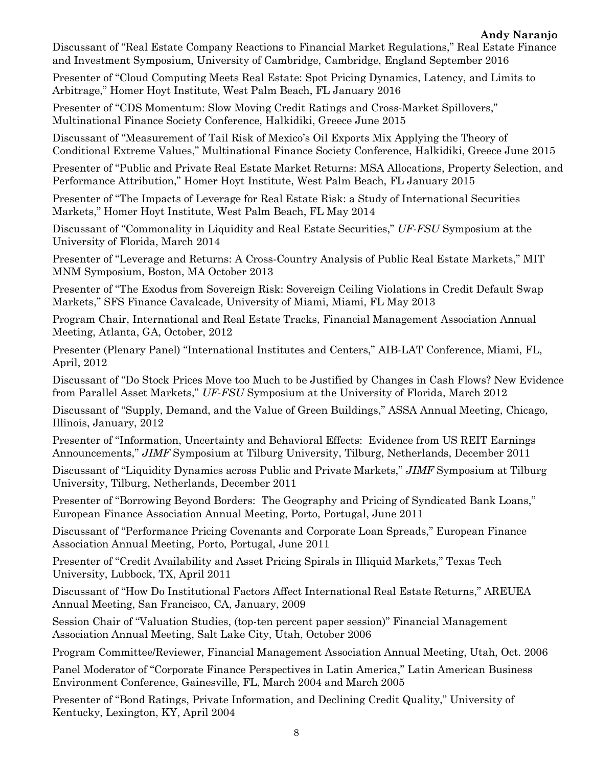Discussant of “Real Estate Company Reactions to Financial Market Regulations,” Real Estate Finance and Investment Symposium, University of Cambridge, Cambridge, England September 2016

Presenter of “Cloud Computing Meets Real Estate: Spot Pricing Dynamics, Latency, and Limits to Arbitrage,” Homer Hoyt Institute, West Palm Beach, FL January 2016

Presenter of “CDS Momentum: Slow Moving Credit Ratings and Cross-Market Spillovers,” Multinational Finance Society Conference, Halkidiki, Greece June 2015

Discussant of “Measurement of Tail Risk of Mexico’s Oil Exports Mix Applying the Theory of Conditional Extreme Values,” Multinational Finance Society Conference, Halkidiki, Greece June 2015

Presenter of “Public and Private Real Estate Market Returns: MSA Allocations, Property Selection, and Performance Attribution,” Homer Hoyt Institute, West Palm Beach, FL January 2015

Presenter of “The Impacts of Leverage for Real Estate Risk: a Study of International Securities Markets,” Homer Hoyt Institute, West Palm Beach, FL May 2014

Discussant of “Commonality in Liquidity and Real Estate Securities,” *UF-FSU* Symposium at the University of Florida, March 2014

Presenter of “Leverage and Returns: A Cross-Country Analysis of Public Real Estate Markets,” MIT MNM Symposium, Boston, MA October 2013

Presenter of “The Exodus from Sovereign Risk: Sovereign Ceiling Violations in Credit Default Swap Markets,” SFS Finance Cavalcade, University of Miami, Miami, FL May 2013

Program Chair, International and Real Estate Tracks, Financial Management Association Annual Meeting, Atlanta, GA, October, 2012

Presenter (Plenary Panel) “International Institutes and Centers,” AIB-LAT Conference, Miami, FL, April, 2012

Discussant of “Do Stock Prices Move too Much to be Justified by Changes in Cash Flows? New Evidence from Parallel Asset Markets,” *UF-FSU* Symposium at the University of Florida, March 2012

Discussant of “Supply, Demand, and the Value of Green Buildings,” ASSA Annual Meeting, Chicago, Illinois, January, 2012

Presenter of “Information, Uncertainty and Behavioral Effects: Evidence from US REIT Earnings Announcements,” *JIMF* Symposium at Tilburg University, Tilburg, Netherlands, December 2011

Discussant of “Liquidity Dynamics across Public and Private Markets,” *JIMF* Symposium at Tilburg University, Tilburg, Netherlands, December 2011

Presenter of “Borrowing Beyond Borders: The Geography and Pricing of Syndicated Bank Loans,” European Finance Association Annual Meeting, Porto, Portugal, June 2011

Discussant of “Performance Pricing Covenants and Corporate Loan Spreads,” European Finance Association Annual Meeting, Porto, Portugal, June 2011

Presenter of “Credit Availability and Asset Pricing Spirals in Illiquid Markets,” Texas Tech University, Lubbock, TX, April 2011

Discussant of “How Do Institutional Factors Affect International Real Estate Returns,” AREUEA Annual Meeting, San Francisco, CA, January, 2009

Session Chair of “Valuation Studies, (top-ten percent paper session)” Financial Management Association Annual Meeting, Salt Lake City, Utah, October 2006

Program Committee/Reviewer, Financial Management Association Annual Meeting, Utah, Oct. 2006

Panel Moderator of “Corporate Finance Perspectives in Latin America,” Latin American Business Environment Conference, Gainesville, FL, March 2004 and March 2005

Presenter of “Bond Ratings, Private Information, and Declining Credit Quality,” University of Kentucky, Lexington, KY, April 2004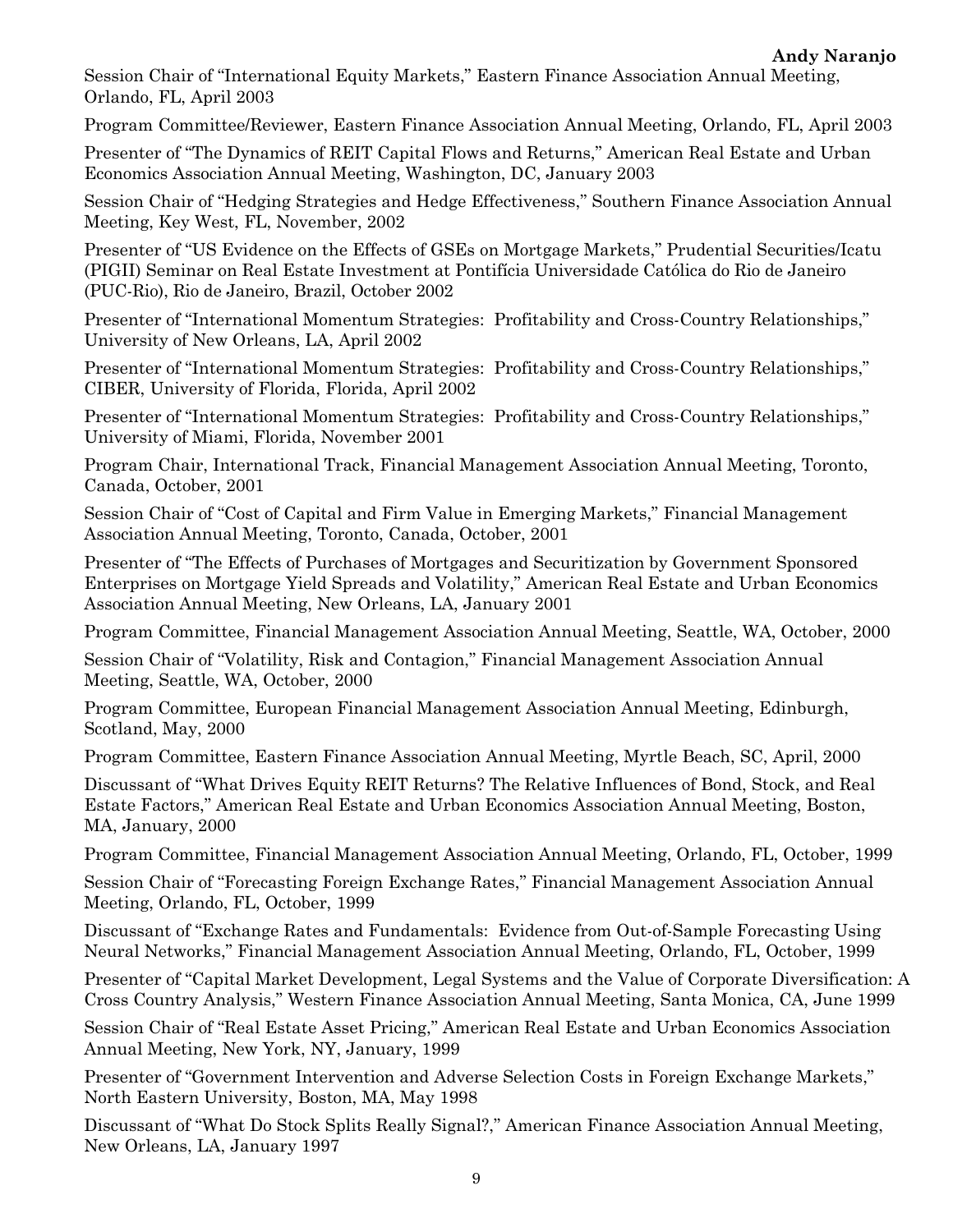Session Chair of "International Equity Markets," Eastern Finance Association Annual Meeting, Orlando, FL, April 2003

Program Committee/Reviewer, Eastern Finance Association Annual Meeting, Orlando, FL, April 2003

Presenter of "The Dynamics of REIT Capital Flows and Returns," American Real Estate and Urban Economics Association Annual Meeting, Washington, DC, January 2003

Session Chair of "Hedging Strategies and Hedge Effectiveness," Southern Finance Association Annual Meeting, Key West, FL, November, 2002

Presenter of "US Evidence on the Effects of GSEs on Mortgage Markets," Prudential Securities/Icatu (PIGII) Seminar on Real Estate Investment at Pontifícia Universidade Católica do Rio de Janeiro (PUC-Rio), Rio de Janeiro, Brazil, October 2002

Presenter of "International Momentum Strategies: Profitability and Cross-Country Relationships," University of New Orleans, LA, April 2002

Presenter of "International Momentum Strategies: Profitability and Cross-Country Relationships," CIBER, University of Florida, Florida, April 2002

Presenter of "International Momentum Strategies: Profitability and Cross-Country Relationships," University of Miami, Florida, November 2001

Program Chair, International Track, Financial Management Association Annual Meeting, Toronto, Canada, October, 2001

Session Chair of "Cost of Capital and Firm Value in Emerging Markets," Financial Management Association Annual Meeting, Toronto, Canada, October, 2001

Presenter of "The Effects of Purchases of Mortgages and Securitization by Government Sponsored Enterprises on Mortgage Yield Spreads and Volatility," American Real Estate and Urban Economics Association Annual Meeting, New Orleans, LA, January 2001

Program Committee, Financial Management Association Annual Meeting, Seattle, WA, October, 2000

Session Chair of "Volatility, Risk and Contagion," Financial Management Association Annual Meeting, Seattle, WA, October, 2000

Program Committee, European Financial Management Association Annual Meeting, Edinburgh, Scotland, May, 2000

Program Committee, Eastern Finance Association Annual Meeting, Myrtle Beach, SC, April, 2000

Discussant of "What Drives Equity REIT Returns? The Relative Influences of Bond, Stock, and Real Estate Factors," American Real Estate and Urban Economics Association Annual Meeting, Boston, MA, January, 2000

Program Committee, Financial Management Association Annual Meeting, Orlando, FL, October, 1999

Session Chair of "Forecasting Foreign Exchange Rates," Financial Management Association Annual Meeting, Orlando, FL, October, 1999

Discussant of "Exchange Rates and Fundamentals: Evidence from Out-of-Sample Forecasting Using Neural Networks," Financial Management Association Annual Meeting, Orlando, FL, October, 1999

Presenter of "Capital Market Development, Legal Systems and the Value of Corporate Diversification: A Cross Country Analysis," Western Finance Association Annual Meeting, Santa Monica, CA, June 1999

Session Chair of "Real Estate Asset Pricing," American Real Estate and Urban Economics Association Annual Meeting, New York, NY, January, 1999

Presenter of "Government Intervention and Adverse Selection Costs in Foreign Exchange Markets," North Eastern University, Boston, MA, May 1998

Discussant of "What Do Stock Splits Really Signal?," American Finance Association Annual Meeting, New Orleans, LA, January 1997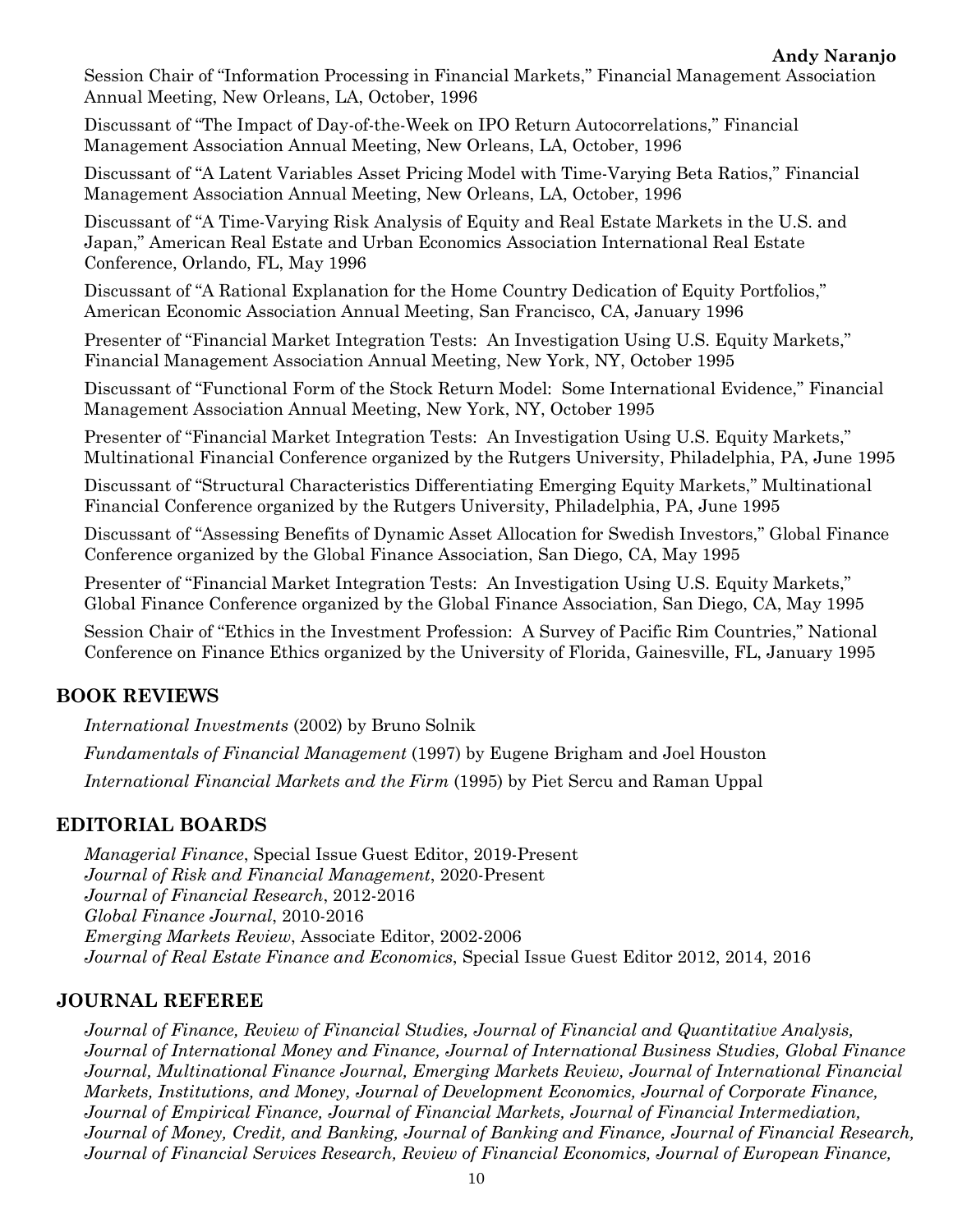Session Chair of "Information Processing in Financial Markets," Financial Management Association Annual Meeting, New Orleans, LA, October, 1996

Discussant of "The Impact of Day-of-the-Week on IPO Return Autocorrelations," Financial Management Association Annual Meeting, New Orleans, LA, October, 1996

Discussant of "A Latent Variables Asset Pricing Model with Time-Varying Beta Ratios," Financial Management Association Annual Meeting, New Orleans, LA, October, 1996

Discussant of "A Time-Varying Risk Analysis of Equity and Real Estate Markets in the U.S. and Japan," American Real Estate and Urban Economics Association International Real Estate Conference, Orlando, FL, May 1996

Discussant of "A Rational Explanation for the Home Country Dedication of Equity Portfolios," American Economic Association Annual Meeting, San Francisco, CA, January 1996

Presenter of "Financial Market Integration Tests: An Investigation Using U.S. Equity Markets," Financial Management Association Annual Meeting, New York, NY, October 1995

Discussant of "Functional Form of the Stock Return Model: Some International Evidence," Financial Management Association Annual Meeting, New York, NY, October 1995

Presenter of "Financial Market Integration Tests: An Investigation Using U.S. Equity Markets," Multinational Financial Conference organized by the Rutgers University, Philadelphia, PA, June 1995

Discussant of "Structural Characteristics Differentiating Emerging Equity Markets," Multinational Financial Conference organized by the Rutgers University, Philadelphia, PA, June 1995

Discussant of "Assessing Benefits of Dynamic Asset Allocation for Swedish Investors," Global Finance Conference organized by the Global Finance Association, San Diego, CA, May 1995

Presenter of "Financial Market Integration Tests: An Investigation Using U.S. Equity Markets," Global Finance Conference organized by the Global Finance Association, San Diego, CA, May 1995

Session Chair of "Ethics in the Investment Profession: A Survey of Pacific Rim Countries," National Conference on Finance Ethics organized by the University of Florida, Gainesville, FL, January 1995

## BOOK REVIEWS

*International Investments* (2002) by Bruno Solnik

*Fundamentals of Financial Management* (1997) by Eugene Brigham and Joel Houston

*International Financial Markets and the Firm* (1995) by Piet Sercu and Raman Uppal

## EDITORIAL BOARDS

*Managerial Finance*, Special Issue Guest Editor, 2019-Present
*Journal of Risk and Financial Management*, 2020-Present
*Journal of Financial Research*, 2012-2016
*Global Finance Journal*, 2010-2016
*Emerging Markets Review*, Associate Editor, 2002-2006
*Journal of Real Estate Finance and Economics*, Special Issue Guest Editor 2012, 2014, 2016

## JOURNAL REFEREE

*Journal of Finance, Review of Financial Studies, Journal of Financial and Quantitative Analysis, Journal of International Money and Finance, Journal of International Business Studies, Global Finance Journal, Multinational Finance Journal, Emerging Markets Review, Journal of International Financial Markets, Institutions, and Money, Journal of Development Economics, Journal of Corporate Finance, Journal of Empirical Finance, Journal of Financial Markets, Journal of Financial Intermediation, Journal of Money, Credit, and Banking, Journal of Banking and Finance, Journal of Financial Research, Journal of Financial Services Research, Review of Financial Economics, Journal of European Finance,*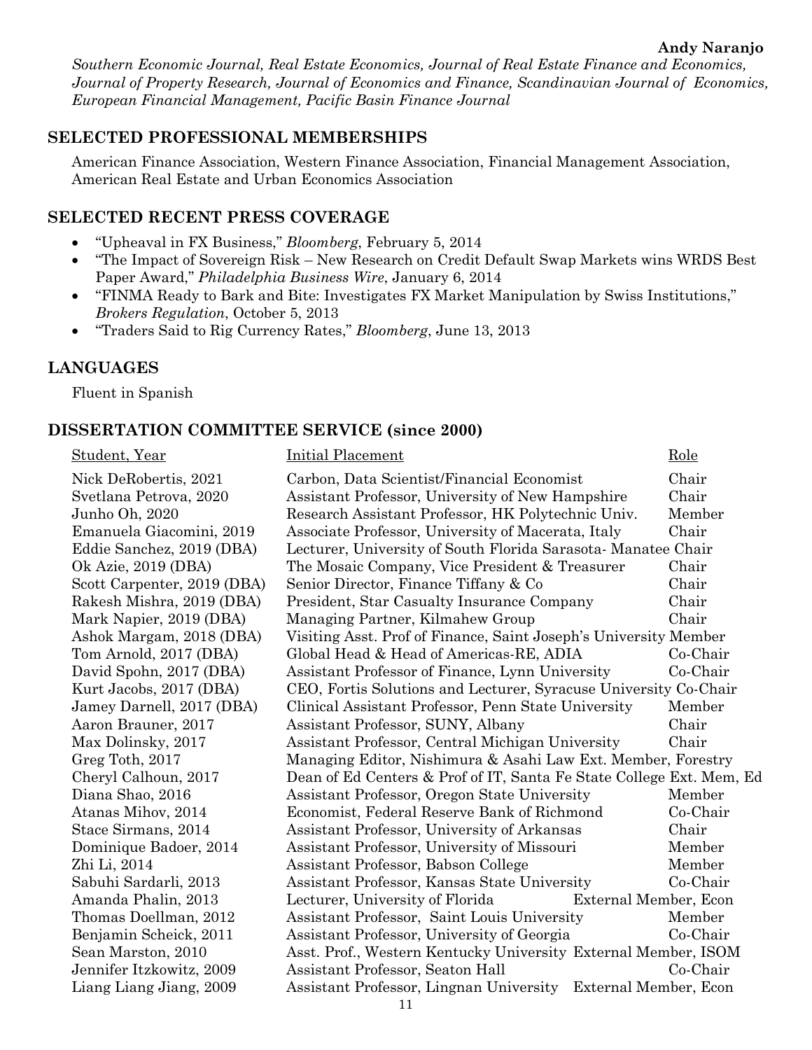*Southern Economic Journal, Real Estate Economics, Journal of Real Estate Finance and Economics, Journal of Property Research, Journal of Economics and Finance, Scandinavian Journal of Economics, European Financial Management, Pacific Basin Finance Journal*

## SELECTED PROFESSIONAL MEMBERSHIPS

American Finance Association, Western Finance Association, Financial Management Association, American Real Estate and Urban Economics Association

## SELECTED RECENT PRESS COVERAGE

- "Upheaval in FX Business," *Bloomberg*, February 5, 2014
- "The Impact of Sovereign Risk – New Research on Credit Default Swap Markets wins WRDS Best Paper Award," *Philadelphia Business Wire*, January 6, 2014
- "FINMA Ready to Bark and Bite: Investigates FX Market Manipulation by Swiss Institutions," *Brokers Regulation*, October 5, 2013
- "Traders Said to Rig Currency Rates," *Bloomberg*, June 13, 2013

## LANGUAGES

Fluent in Spanish

## DISSERTATION COMMITTEE SERVICE (since 2000)

| Student, Year | Initial Placement | Role |
|---|---|---|
| Nick DeRobertis, 2021 | Carbon, Data Scientist/Financial Economist | Chair |
| Svetlana Petrova, 2020 | Assistant Professor, University of New Hampshire | Chair |
| Junho Oh, 2020 | Research Assistant Professor, HK Polytechnic Univ. | Member |
| Emanuela Giacomini, 2019 | Associate Professor, University of Macerata, Italy | Chair |
| Eddie Sanchez, 2019 (DBA) | Lecturer, University of South Florida Sarasota- Manatee | Chair |
| Ok Azie, 2019 (DBA) | The Mosaic Company, Vice President & Treasurer | Chair |
| Scott Carpenter, 2019 (DBA) | Senior Director, Finance Tiffany & Co | Chair |
| Rakesh Mishra, 2019 (DBA) | President, Star Casualty Insurance Company | Chair |
| Mark Napier, 2019 (DBA) | Managing Partner, Kilmahew Group | Chair |
| Ashok Margam, 2018 (DBA) | Visiting Asst. Prof of Finance, Saint Joseph's University | Member |
| Tom Arnold, 2017 (DBA) | Global Head & Head of Americas-RE, ADIA | Co-Chair |
| David Spohn, 2017 (DBA) | Assistant Professor of Finance, Lynn University | Co-Chair |
| Kurt Jacobs, 2017 (DBA) | CEO, Fortis Solutions and Lecturer, Syracuse University | Co-Chair |
| Jamey Darnell, 2017 (DBA) | Clinical Assistant Professor, Penn State University | Member |
| Aaron Brauner, 2017 | Assistant Professor, SUNY, Albany | Chair |
| Max Dolinsky, 2017 | Assistant Professor, Central Michigan University | Chair |
| Greg Toth, 2017 | Managing Editor, Nishimura & Asahi Law | Ext. Member, Forestry |
| Cheryl Calhoun, 2017 | Dean of Ed Centers & Prof of IT, Santa Fe State College | Ext. Mem, Ed |
| Diana Shao, 2016 | Assistant Professor, Oregon State University | Member |
| Atanas Mihov, 2014 | Economist, Federal Reserve Bank of Richmond | Co-Chair |
| Stace Sirmans, 2014 | Assistant Professor, University of Arkansas | Chair |
| Dominique Badoer, 2014 | Assistant Professor, University of Missouri | Member |
| Zhi Li, 2014 | Assistant Professor, Babson College | Member |
| Sabuhi Sardarli, 2013 | Assistant Professor, Kansas State University | Co-Chair |
| Amanda Phalin, 2013 | Lecturer, University of Florida | External Member, Econ |
| Thomas Doellman, 2012 | Assistant Professor, Saint Louis University | Member |
| Benjamin Scheick, 2011 | Assistant Professor, University of Georgia | Co-Chair |
| Sean Marston, 2010 | Asst. Prof., Western Kentucky University | External Member, ISOM |
| Jennifer Itzkowitz, 2009 | Assistant Professor, Seaton Hall | Co-Chair |
| Liang Liang Jiang, 2009 | Assistant Professor, Lingnan University | External Member, Econ |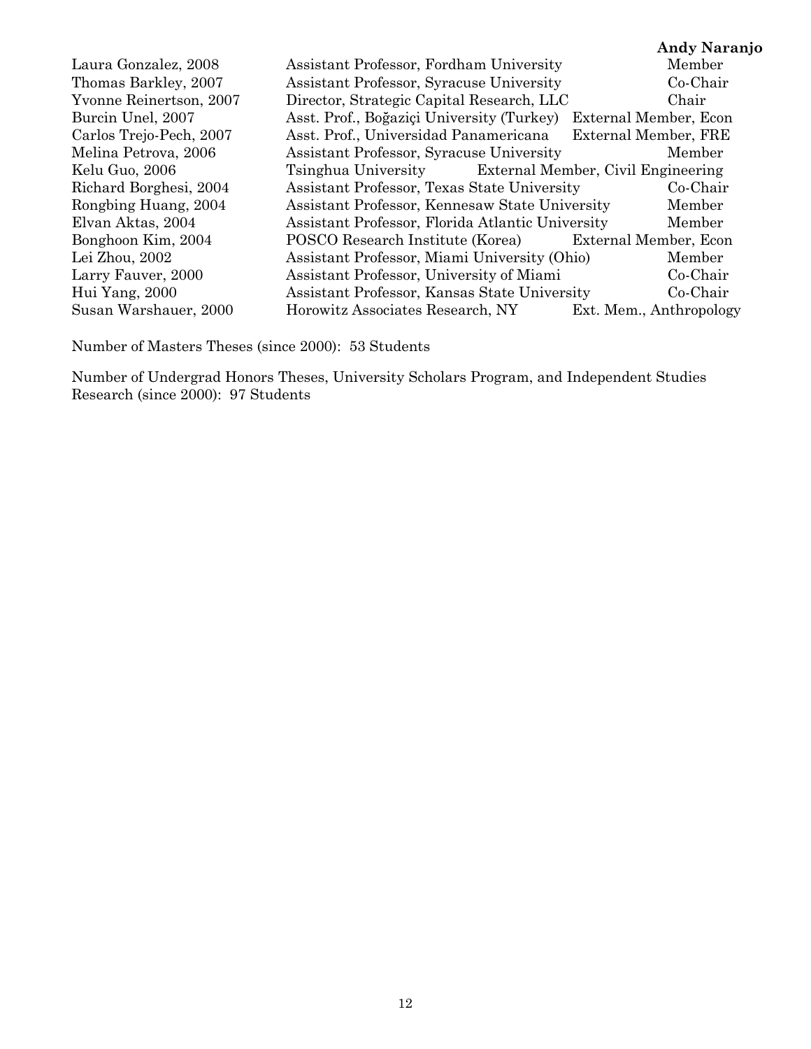| | | |
|---|---|---|
| Laura Gonzalez, 2008 | Assistant Professor, Fordham University | Member |
| Thomas Barkley, 2007 | Assistant Professor, Syracuse University | Co-Chair |
| Yvonne Reinertson, 2007 | Director, Strategic Capital Research, LLC | Chair |
| Burcin Unel, 2007 | Asst. Prof., Boğaziçi University (Turkey) | External Member, Econ |
| Carlos Trejo-Pech, 2007 | Asst. Prof., Universidad Panamericana | External Member, FRE |
| Melina Petrova, 2006 | Assistant Professor, Syracuse University | Member |
| Kelu Guo, 2006 | Tsinghua University | External Member, Civil Engineering |
| Richard Borghesi, 2004 | Assistant Professor, Texas State University | Co-Chair |
| Rongbing Huang, 2004 | Assistant Professor, Kennesaw State University | Member |
| Elvan Aktas, 2004 | Assistant Professor, Florida Atlantic University | Member |
| Bonghoon Kim, 2004 | POSCO Research Institute (Korea) | External Member, Econ |
| Lei Zhou, 2002 | Assistant Professor, Miami University (Ohio) | Member |
| Larry Fauver, 2000 | Assistant Professor, University of Miami | Co-Chair |
| Hui Yang, 2000 | Assistant Professor, Kansas State University | Co-Chair |
| Susan Warshauer, 2000 | Horowitz Associates Research, NY | Ext. Mem., Anthropology |

Number of Masters Theses (since 2000): 53 Students

Number of Undergrad Honors Theses, University Scholars Program, and Independent Studies Research (since 2000): 97 Students